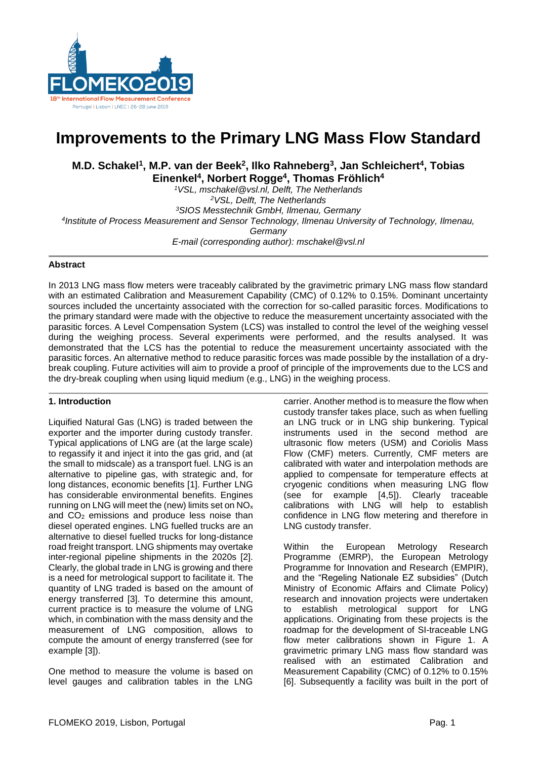# Improvements to the Primary LNG Mass Flow Standard

**M.D. Schakel[1], M.P. van der Beek[2], Ilko Rahneberg[3], Jan Schleichert[4], Tobias Einenkel[4], Norbert Rogge[4], Thomas Fröhlich[4]**

[1]*VSL, mschakel@vsl.nl, Delft, The Netherlands*
[2]*VSL, Delft, The Netherlands*
[3]*SIOS Messtechnik GmbH, Ilmenau, Germany*
[4]*Institute of Process Measurement and Sensor Technology, Ilmenau University of Technology, Ilmenau, Germany*
*E-mail (corresponding author): mschakel@vsl.nl*

## Abstract

In 2013 LNG mass flow meters were traceably calibrated by the gravimetric primary LNG mass flow standard with an estimated Calibration and Measurement Capability (CMC) of 0.12% to 0.15%. Dominant uncertainty sources included the uncertainty associated with the correction for so-called parasitic forces. Modifications to the primary standard were made with the objective to reduce the measurement uncertainty associated with the parasitic forces. A Level Compensation System (LCS) was installed to control the level of the weighing vessel during the weighing process. Several experiments were performed, and the results analysed. It was demonstrated that the LCS has the potential to reduce the measurement uncertainty associated with the parasitic forces. An alternative method to reduce parasitic forces was made possible by the installation of a dry-break coupling. Future activities will aim to provide a proof of principle of the improvements due to the LCS and the dry-break coupling when using liquid medium (e.g., LNG) in the weighing process.

## 1. Introduction

Liquified Natural Gas (LNG) is traded between the exporter and the importer during custody transfer. Typical applications of LNG are (at the large scale) to regassify it and inject it into the gas grid, and (at the small to midscale) as a transport fuel. LNG is an alternative to pipeline gas, with strategic and, for long distances, economic benefits [1]. Further LNG has considerable environmental benefits. Engines running on LNG will meet the (new) limits set on $NO_x$ and $CO_2$ emissions and produce less noise than diesel operated engines. LNG fuelled trucks are an alternative to diesel fuelled trucks for long-distance road freight transport. LNG shipments may overtake inter-regional pipeline shipments in the 2020s [2]. Clearly, the global trade in LNG is growing and there is a need for metrological support to facilitate it. The quantity of LNG traded is based on the amount of energy transferred [3]. To determine this amount, current practice is to measure the volume of LNG which, in combination with the mass density and the measurement of LNG composition, allows to compute the amount of energy transferred (see for example [3]).

One method to measure the volume is based on level gauges and calibration tables in the LNG carrier. Another method is to measure the flow when custody transfer takes place, such as when fuelling an LNG truck or in LNG ship bunkering. Typical instruments used in the second method are ultrasonic flow meters (USM) and Coriolis Mass Flow (CMF) meters. Currently, CMF meters are calibrated with water and interpolation methods are applied to compensate for temperature effects at cryogenic conditions when measuring LNG flow (see for example [4,5]). Clearly traceable calibrations with LNG will help to establish confidence in LNG flow metering and therefore in LNG custody transfer.

Within the European Metrology Research Programme (EMRP), the European Metrology Programme for Innovation and Research (EMPIR), and the "Regeling Nationale EZ subsidies" (Dutch Ministry of Economic Affairs and Climate Policy) research and innovation projects were undertaken to establish metrological support for LNG applications. Originating from these projects is the roadmap for the development of SI-traceable LNG flow meter calibrations shown in Figure 1. A gravimetric primary LNG mass flow standard was realised with an estimated Calibration and Measurement Capability (CMC) of 0.12% to 0.15% [6]. Subsequently a facility was built in the port of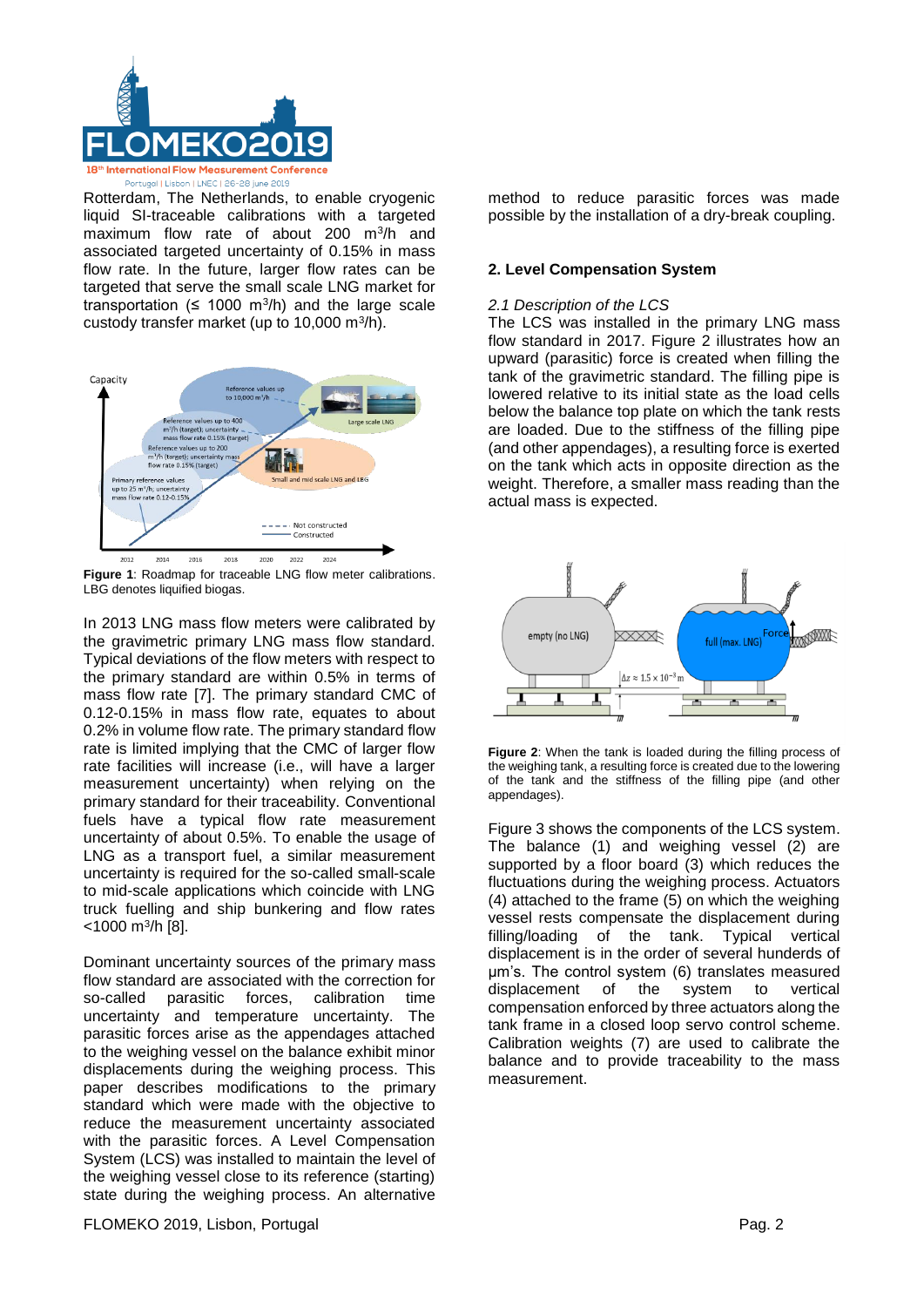Rotterdam, The Netherlands, to enable cryogenic liquid SI-traceable calibrations with a targeted maximum flow rate of about 200 m$^3$/h and associated targeted uncertainty of 0.15% in mass flow rate. In the future, larger flow rates can be targeted that serve the small scale LNG market for transportation (≤ 1000 m$^3$/h) and the large scale custody transfer market (up to 10,000 m$^3$/h).

**Figure 1**: Roadmap for traceable LNG flow meter calibrations. LBG denotes liquified biogas.

In 2013 LNG mass flow meters were calibrated by the gravimetric primary LNG mass flow standard. Typical deviations of the flow meters with respect to the primary standard are within 0.5% in terms of mass flow rate [7]. The primary standard CMC of 0.12-0.15% in mass flow rate, equates to about 0.2% in volume flow rate. The primary standard flow rate is limited implying that the CMC of larger flow rate facilities will increase (i.e., will have a larger measurement uncertainty) when relying on the primary standard for their traceability. Conventional fuels have a typical flow rate measurement uncertainty of about 0.5%. To enable the usage of LNG as a transport fuel, a similar measurement uncertainty is required for the so-called small-scale to mid-scale applications which coincide with LNG truck fuelling and ship bunkering and flow rates <1000 m$^3$/h [8].

Dominant uncertainty sources of the primary mass flow standard are associated with the correction for so-called parasitic forces, calibration time uncertainty and temperature uncertainty. The parasitic forces arise as the appendages attached to the weighing vessel on the balance exhibit minor displacements during the weighing process. This paper describes modifications to the primary standard which were made with the objective to reduce the measurement uncertainty associated with the parasitic forces. A Level Compensation System (LCS) was installed to maintain the level of the weighing vessel close to its reference (starting) state during the weighing process. An alternative method to reduce parasitic forces was made possible by the installation of a dry-break coupling.

## 2. Level Compensation System

### *2.1 Description of the LCS*

The LCS was installed in the primary LNG mass flow standard in 2017. Figure 2 illustrates how an upward (parasitic) force is created when filling the tank of the gravimetric standard. The filling pipe is lowered relative to its initial state as the load cells below the balance top plate on which the tank rests are loaded. Due to the stiffness of the filling pipe (and other appendages), a resulting force is exerted on the tank which acts in opposite direction as the weight. Therefore, a smaller mass reading than the actual mass is expected.

**Figure 2**: When the tank is loaded during the filling process of the weighing tank, a resulting force is created due to the lowering of the tank and the stiffness of the filling pipe (and other appendages).

Figure 3 shows the components of the LCS system. The balance (1) and weighing vessel (2) are supported by a floor board (3) which reduces the fluctuations during the weighing process. Actuators (4) attached to the frame (5) on which the weighing vessel rests compensate the displacement during filling/loading of the tank. Typical vertical displacement is in the order of several hundreds of μm's. The control system (6) translates measured displacement of the system to vertical compensation enforced by three actuators along the tank frame in a closed loop servo control scheme. Calibration weights (7) are used to calibrate the balance and to provide traceability to the mass measurement.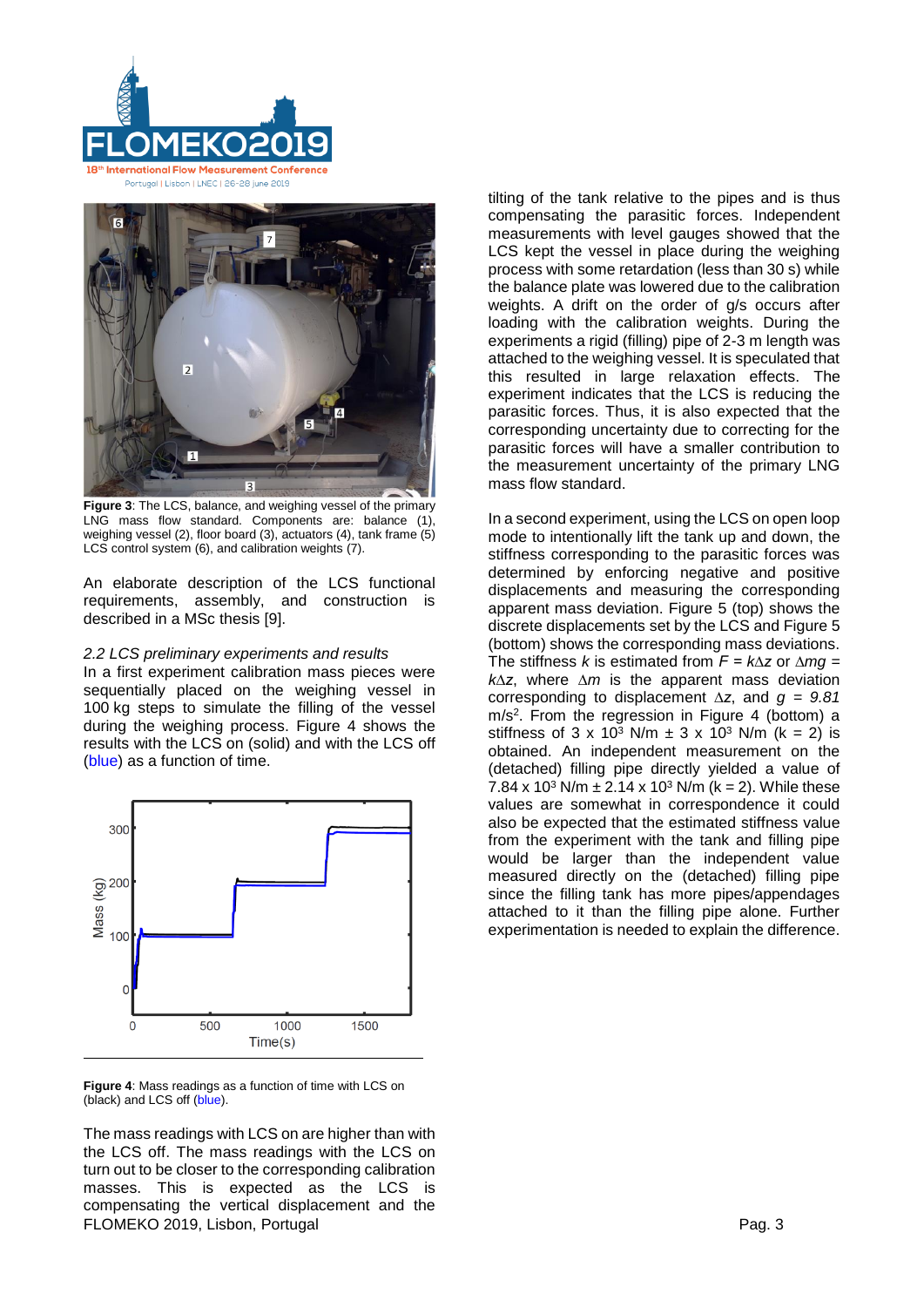**Figure 3**: The LCS, balance, and weighing vessel of the primary LNG mass flow standard. Components are: balance (1), weighing vessel (2), floor board (3), actuators (4), tank frame (5) LCS control system (6), and calibration weights (7).

An elaborate description of the LCS functional requirements, assembly, and construction is described in a MSc thesis [9].

*2.2 LCS preliminary experiments and results*

In a first experiment calibration mass pieces were sequentially placed on the weighing vessel in 100 kg steps to simulate the filling of the vessel during the weighing process. Figure 4 shows the results with the LCS on (solid) and with the LCS off (blue) as a function of time.

**Figure 4**: Mass readings as a function of time with LCS on (black) and LCS off (blue).

The mass readings with LCS on are higher than with the LCS off. The mass readings with the LCS on turn out to be closer to the corresponding calibration masses. This is expected as the LCS is compensating the vertical displacement and the tilting of the tank relative to the pipes and is thus compensating the parasitic forces. Independent measurements with level gauges showed that the LCS kept the vessel in place during the weighing process with some retardation (less than 30 s) while the balance plate was lowered due to the calibration weights. A drift on the order of g/s occurs after loading with the calibration weights. During the experiments a rigid (filling) pipe of 2-3 m length was attached to the weighing vessel. It is speculated that this resulted in large relaxation effects. The experiment indicates that the LCS is reducing the parasitic forces. Thus, it is also expected that the corresponding uncertainty due to correcting for the parasitic forces will have a smaller contribution to the measurement uncertainty of the primary LNG mass flow standard.

In a second experiment, using the LCS on open loop mode to intentionally lift the tank up and down, the stiffness corresponding to the parasitic forces was determined by enforcing negative and positive displacements and measuring the corresponding apparent mass deviation. Figure 5 (top) shows the discrete displacements set by the LCS and Figure 5 (bottom) shows the corresponding mass deviations. The stiffness $k$ is estimated from $F = k\Delta z$ or $\Delta mg = k\Delta z$, where $\Delta m$ is the apparent mass deviation corresponding to displacement $\Delta z$, and $g = 9.81$ m/s$^2$. From the regression in Figure 4 (bottom) a stiffness of 3 x $10^3$ N/m ± 3 x $10^3$ N/m (k = 2) is obtained. An independent measurement on the (detached) filling pipe directly yielded a value of 7.84 x $10^3$ N/m ± 2.14 x $10^3$ N/m (k = 2). While these values are somewhat in correspondence it could also be expected that the estimated stiffness value from the experiment with the tank and filling pipe would be larger than the independent value measured directly on the (detached) filling pipe since the filling tank has more pipes/appendages attached to it than the filling pipe alone. Further experimentation is needed to explain the difference.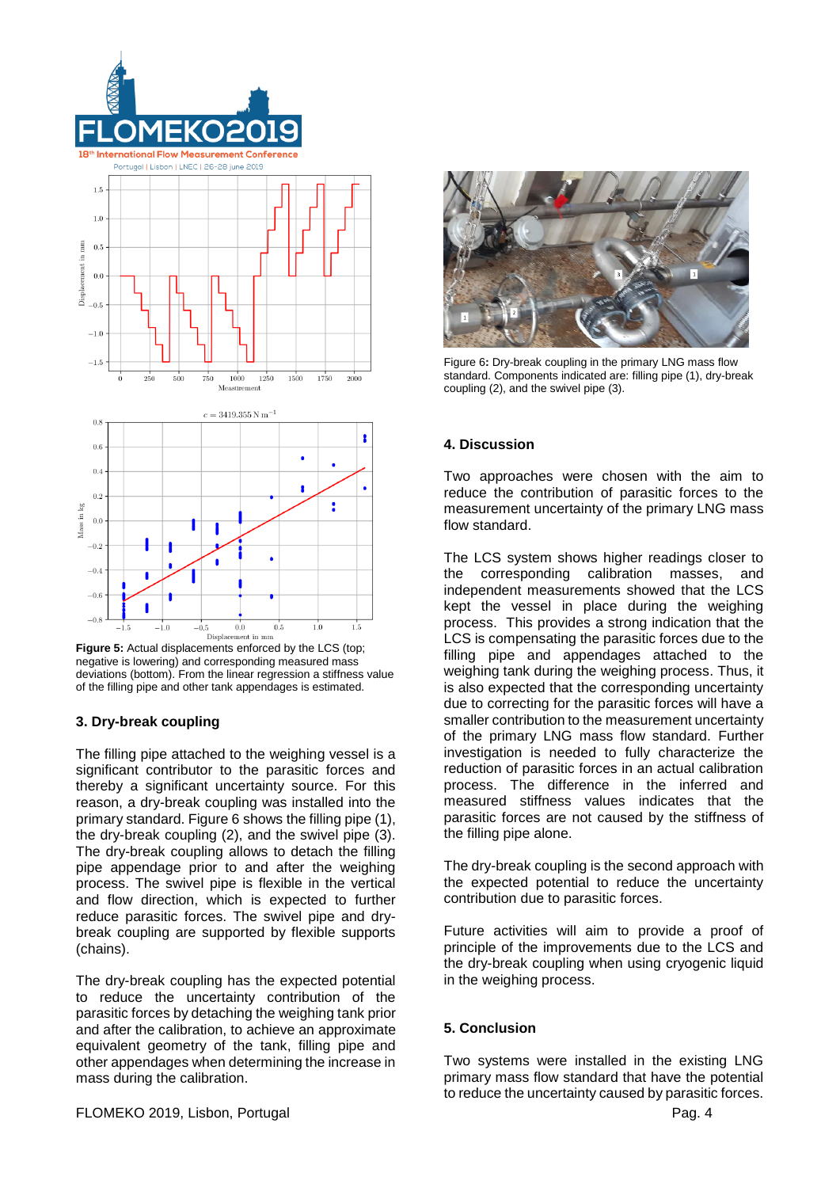**Figure 5:** Actual displacements enforced by the LCS (top; negative is lowering) and corresponding measured mass deviations (bottom). From the linear regression a stiffness value of the filling pipe and other tank appendages is estimated.

### 3. Dry-break coupling

The filling pipe attached to the weighing vessel is a significant contributor to the parasitic forces and thereby a significant uncertainty source. For this reason, a dry-break coupling was installed into the primary standard. Figure 6 shows the filling pipe (1), the dry-break coupling (2), and the swivel pipe (3). The dry-break coupling allows to detach the filling pipe appendage prior to and after the weighing process. The swivel pipe is flexible in the vertical and flow direction, which is expected to further reduce parasitic forces. The swivel pipe and dry-break coupling are supported by flexible supports (chains).

The dry-break coupling has the expected potential to reduce the uncertainty contribution of the parasitic forces by detaching the weighing tank prior and after the calibration, to achieve an approximate equivalent geometry of the tank, filling pipe and other appendages when determining the increase in mass during the calibration.

Figure 6**:** Dry-break coupling in the primary LNG mass flow standard. Components indicated are: filling pipe (1), dry-break coupling (2), and the swivel pipe (3).

### 4. Discussion

Two approaches were chosen with the aim to reduce the contribution of parasitic forces to the measurement uncertainty of the primary LNG mass flow standard.

The LCS system shows higher readings closer to the corresponding calibration masses, and independent measurements showed that the LCS kept the vessel in place during the weighing process. This provides a strong indication that the LCS is compensating the parasitic forces due to the filling pipe and appendages attached to the weighing tank during the weighing process. Thus, it is also expected that the corresponding uncertainty due to correcting for the parasitic forces will have a smaller contribution to the measurement uncertainty of the primary LNG mass flow standard. Further investigation is needed to fully characterize the reduction of parasitic forces in an actual calibration process. The difference in the inferred and measured stiffness values indicates that the parasitic forces are not caused by the stiffness of the filling pipe alone.

The dry-break coupling is the second approach with the expected potential to reduce the uncertainty contribution due to parasitic forces.

Future activities will aim to provide a proof of principle of the improvements due to the LCS and the dry-break coupling when using cryogenic liquid in the weighing process.

### 5. Conclusion

Two systems were installed in the existing LNG primary mass flow standard that have the potential to reduce the uncertainty caused by parasitic forces.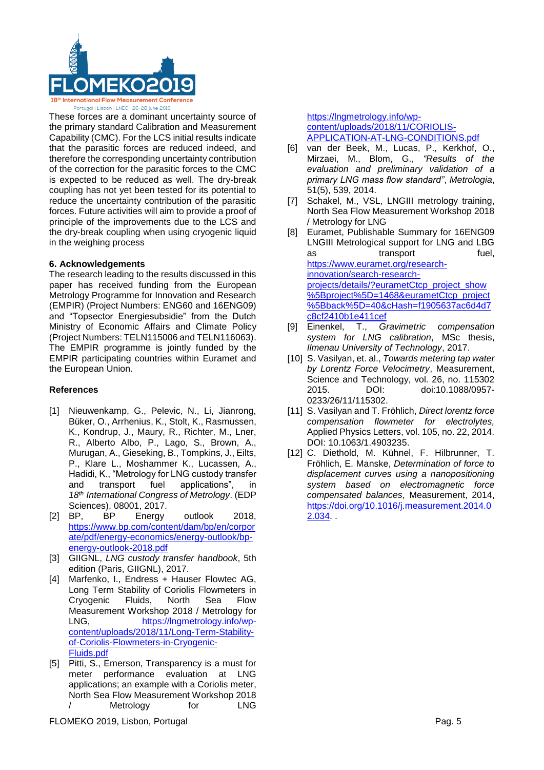These forces are a dominant uncertainty source of the primary standard Calibration and Measurement Capability (CMC). For the LCS initial results indicate that the parasitic forces are reduced indeed, and therefore the corresponding uncertainty contribution of the correction for the parasitic forces to the CMC is expected to be reduced as well. The dry-break coupling has not yet been tested for its potential to reduce the uncertainty contribution of the parasitic forces. Future activities will aim to provide a proof of principle of the improvements due to the LCS and the dry-break coupling when using cryogenic liquid in the weighing process

**6. Acknowledgements**

The research leading to the results discussed in this paper has received funding from the European Metrology Programme for Innovation and Research (EMPIR) (Project Numbers: ENG60 and 16ENG09) and "Topsector Energiesubsidie" from the Dutch Ministry of Economic Affairs and Climate Policy (Project Numbers: TELN115006 and TELN116063). The EMPIR programme is jointly funded by the EMPIR participating countries within Euramet and the European Union.

**References**

[1] Nieuwenkamp, G., Pelevic, N., Li, Jianrong, Büker, O., Arrhenius, K., Stolt, K., Rasmussen, K., Kondrup, J., Maury, R., Richter, M., Lner, R., Alberto Albo, P., Lago, S., Brown, A., Murugan, A., Gieseking, B., Tompkins, J., Eilts, P., Klare L., Moshammer K., Lucassen, A., Hadidi, K., "Metrology for LNG custody transfer and transport fuel applications", in *18th International Congress of Metrology*. (EDP Sciences), 08001, 2017.

[2] BP, BP Energy outlook 2018, https://www.bp.com/content/dam/bp/en/corporate/pdf/energy-economics/energy-outlook/bp-energy-outlook-2018.pdf

[3] GIIGNL, *LNG custody transfer handbook*, 5th edition (Paris, GIIGNL), 2017.

[4] Marfenko, I., Endress + Hauser Flowtec AG, Long Term Stability of Coriolis Flowmeters in Cryogenic Fluids, North Sea Flow Measurement Workshop 2018 / Metrology for LNG, https://lngmetrology.info/wp-content/uploads/2018/11/Long-Term-Stability-of-Coriolis-Flowmeters-in-Cryogenic-Fluids.pdf

[5] Pitti, S., Emerson, Transparency is a must for meter performance evaluation at LNG applications; an example with a Coriolis meter, North Sea Flow Measurement Workshop 2018 / Metrology for LNG https://lngmetrology.info/wp-content/uploads/2018/11/CORIOLIS-APPLICATION-AT-LNG-CONDITIONS.pdf

[6] van der Beek, M., Lucas, P., Kerkhof, O., Mirzaei, M., Blom, G., *"Results of the evaluation and preliminary validation of a primary LNG mass flow standard"*, *Metrologia*, 51(5), 539, 2014.

[7] Schakel, M., VSL, LNGIII metrology training, North Sea Flow Measurement Workshop 2018 / Metrology for LNG

[8] Euramet, Publishable Summary for 16ENG09 LNGIII Metrological support for LNG and LBG as transport fuel, https://www.euramet.org/research-innovation/search-research-projects/details/?grametCtcp_project_show%5Bproject%5D=1468&grametCtcp_project%5Bback%5D=40&cHash=f1905637ac6d4d7c8cf2410b1e411cef

[9] Einenkel, T., *Gravimetric compensation system for LNG calibration*, MSc thesis, *Ilmenau University of Technology*, 2017.

[10] S. Vasilyan, et. al., *Towards metering tap water by Lorentz Force Velocimetry*, Measurement, Science and Technology, vol. 26, no. 115302 2015. DOI: doi:10.1088/0957-0233/26/11/115302.

[11] S. Vasilyan and T. Fröhlich, *Direct lorentz force compensation flowmeter for electrolytes,* Applied Physics Letters, vol. 105, no. 22, 2014. DOI: 10.1063/1.4903235.

[12] C. Diethold, M. Kühnel, F. Hilbrunner, T. Fröhlich, E. Manske, *Determination of force to displacement curves using a nanopositioning system based on electromagnetic force compensated balances*, Measurement, 2014, https://doi.org/10.1016/j.measurement.2014.02.034. .